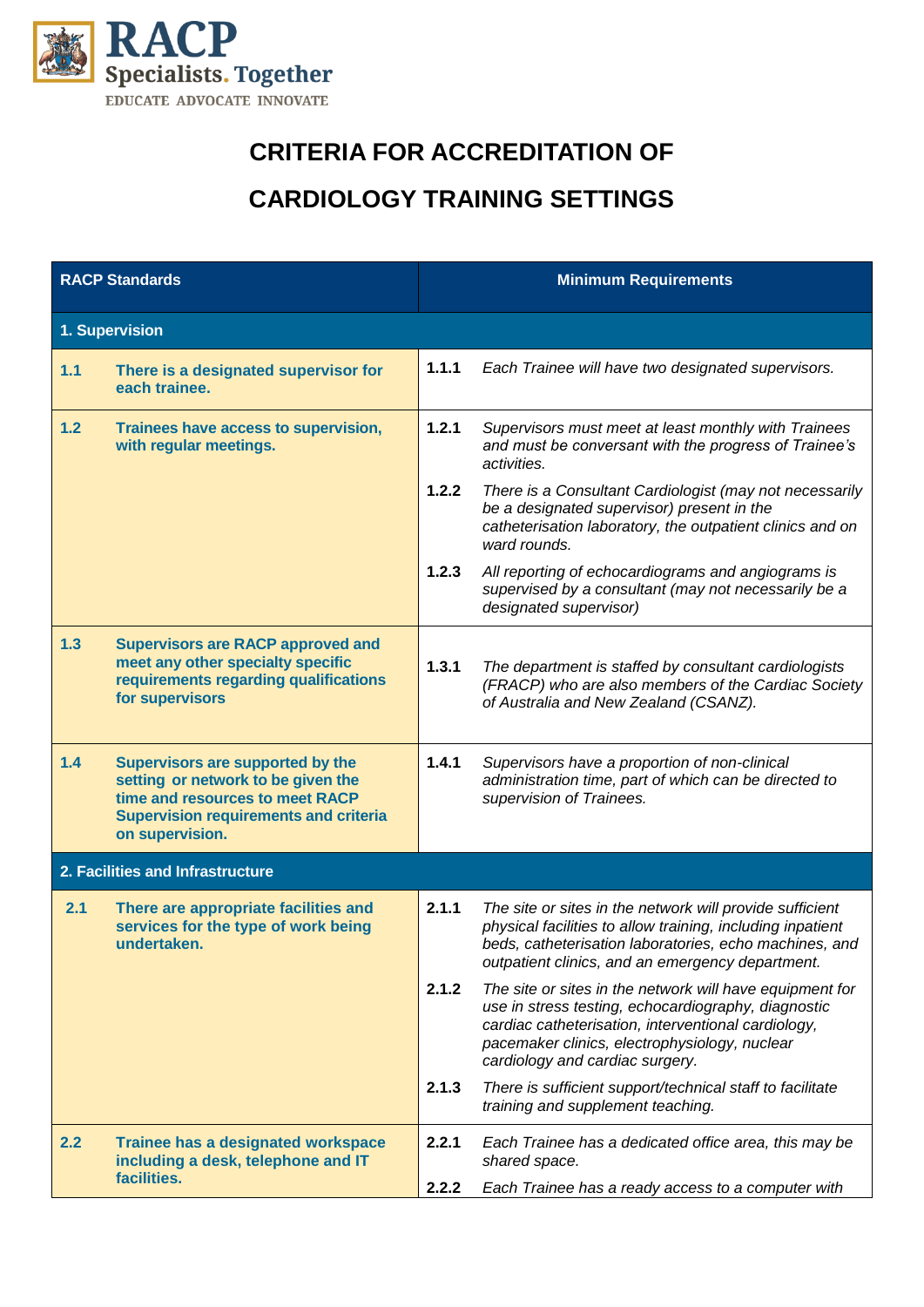RACP
Specialists. Together
EDUCATE ADVOCATE INNOVATE

# CRITERIA FOR ACCREDITATION OF CARDIOLOGY TRAINING SETTINGS

| RACP Standards | | Minimum Requirements | |
|---|---|---|---|
| **1. Supervision** | | | |
| **1.1** | **There is a designated supervisor for each trainee.** | **1.1.1** | *Each Trainee will have two designated supervisors.* |
| **1.2** | **Trainees have access to supervision, with regular meetings.** | **1.2.1** | *Supervisors must meet at least monthly with Trainees and must be conversant with the progress of Trainee's activities.* |
| | | **1.2.2** | *There is a Consultant Cardiologist (may not necessarily be a designated supervisor) present in the catheterisation laboratory, the outpatient clinics and on ward rounds.* |
| | | **1.2.3** | *All reporting of echocardiograms and angiograms is supervised by a consultant (may not necessarily be a designated supervisor)* |
| **1.3** | **Supervisors are RACP approved and meet any other specialty specific requirements regarding qualifications for supervisors** | **1.3.1** | *The department is staffed by consultant cardiologists (FRACP) who are also members of the Cardiac Society of Australia and New Zealand (CSANZ).* |
| **1.4** | **Supervisors are supported by the setting or network to be given the time and resources to meet RACP Supervision requirements and criteria on supervision.** | **1.4.1** | *Supervisors have a proportion of non-clinical administration time, part of which can be directed to supervision of Trainees.* |
| **2. Facilities and Infrastructure** | | | |
| **2.1** | **There are appropriate facilities and services for the type of work being undertaken.** | **2.1.1** | *The site or sites in the network will provide sufficient physical facilities to allow training, including inpatient beds, catheterisation laboratories, echo machines, and outpatient clinics, and an emergency department.* |
| | | **2.1.2** | *The site or sites in the network will have equipment for use in stress testing, echocardiography, diagnostic cardiac catheterisation, interventional cardiology, pacemaker clinics, electrophysiology, nuclear cardiology and cardiac surgery.* |
| | | **2.1.3** | *There is sufficient support/technical staff to facilitate training and supplement teaching.* |
| **2.2** | **Trainee has a designated workspace including a desk, telephone and IT facilities.** | **2.2.1** | *Each Trainee has a dedicated office area, this may be shared space.* |
| | | **2.2.2** | *Each Trainee has a ready access to a computer with* |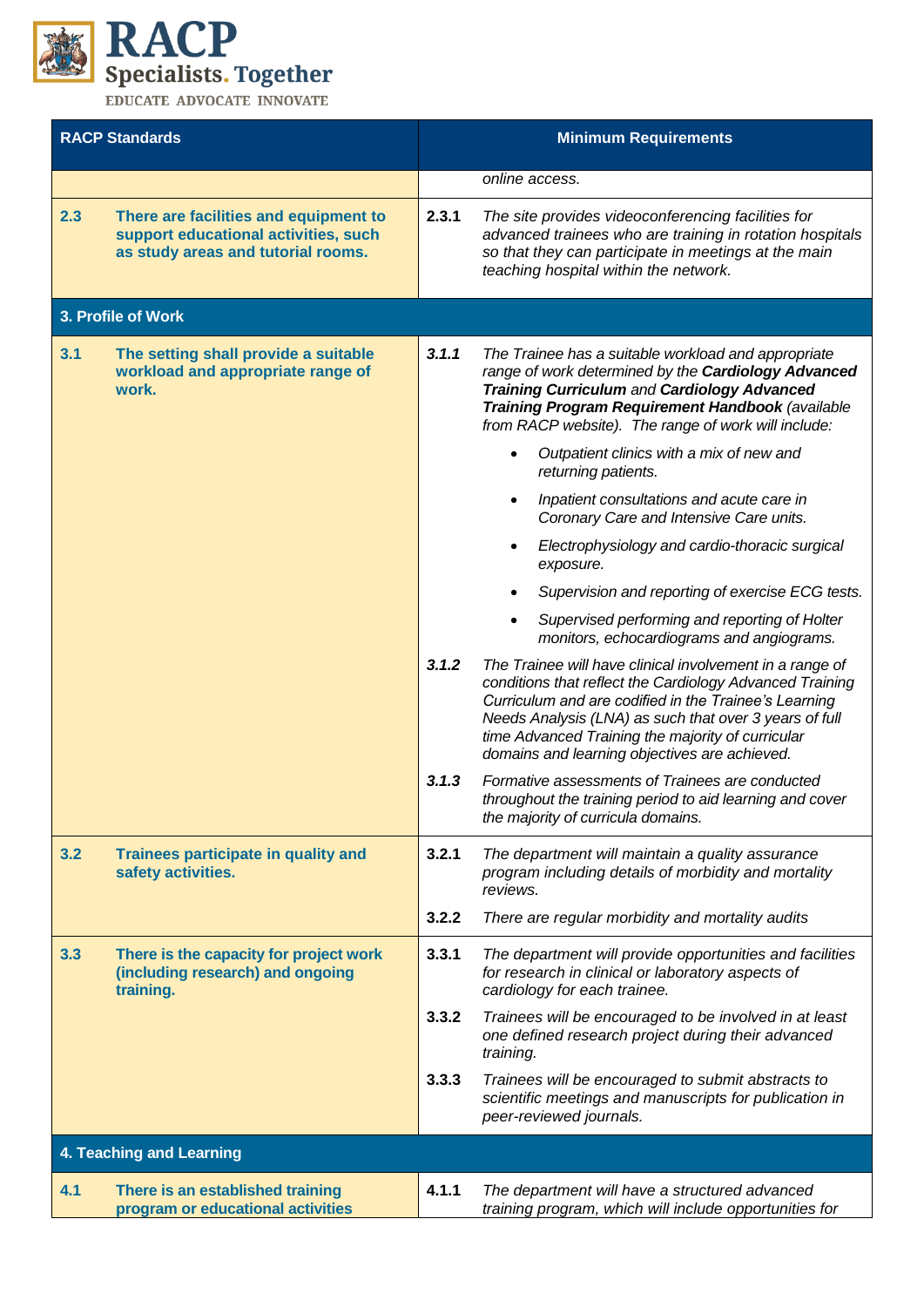| RACP Standards | | Minimum Requirements | |
|---|---|---|---|
| | | | *online access.* |
| **2.3** | **There are facilities and equipment to support educational activities, such as study areas and tutorial rooms.** | **2.3.1** | *The site provides videoconferencing facilities for advanced trainees who are training in rotation hospitals so that they can participate in meetings at the main teaching hospital within the network.* |
| **3. Profile of Work** | | | |
| **3.1** | **The setting shall provide a suitable workload and appropriate range of work.** | ***3.1.1*** | *The Trainee has a suitable workload and appropriate range of work determined by the **Cardiology Advanced Training Curriculum** and **Cardiology Advanced Training Program Requirement Handbook** (available from RACP website). The range of work will include:* <br>• *Outpatient clinics with a mix of new and returning patients.* <br>• *Inpatient consultations and acute care in Coronary Care and Intensive Care units.* <br>• *Electrophysiology and cardio-thoracic surgical exposure.* <br>• *Supervision and reporting of exercise ECG tests.* <br>• *Supervised performing and reporting of Holter monitors, echocardiograms and angiograms.* |
| | | ***3.1.2*** | *The Trainee will have clinical involvement in a range of conditions that reflect the Cardiology Advanced Training Curriculum and are codified in the Trainee's Learning Needs Analysis (LNA) as such that over 3 years of full time Advanced Training the majority of curricular domains and learning objectives are achieved.* |
| | | ***3.1.3*** | *Formative assessments of Trainees are conducted throughout the training period to aid learning and cover the majority of curricula domains.* |
| **3.2** | **Trainees participate in quality and safety activities.** | **3.2.1** | *The department will maintain a quality assurance program including details of morbidity and mortality reviews.* |
| | | **3.2.2** | *There are regular morbidity and mortality audits* |
| **3.3** | **There is the capacity for project work (including research) and ongoing training.** | **3.3.1** | *The department will provide opportunities and facilities for research in clinical or laboratory aspects of cardiology for each trainee.* |
| | | **3.3.2** | *Trainees will be encouraged to be involved in at least one defined research project during their advanced training.* |
| | | **3.3.3** | *Trainees will be encouraged to submit abstracts to scientific meetings and manuscripts for publication in peer-reviewed journals.* |
| **4. Teaching and Learning** | | | |
| **4.1** | **There is an established training program or educational activities** | **4.1.1** | *The department will have a structured advanced training program, which will include opportunities for* |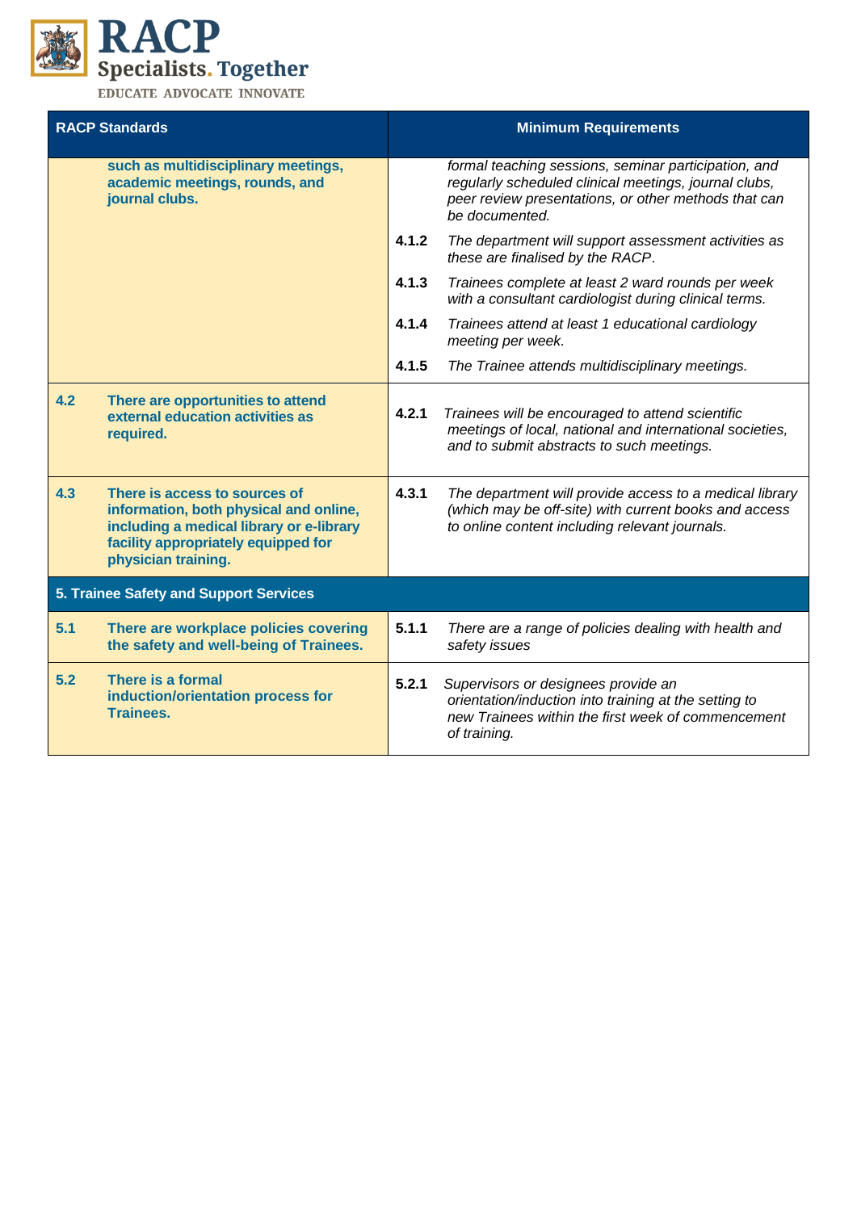| RACP Standards | | Minimum Requirements | |
|---|---|---|---|
| | **such as multidisciplinary meetings, academic meetings, rounds, and journal clubs.** | | *formal teaching sessions, seminar participation, and regularly scheduled clinical meetings, journal clubs, peer review presentations, or other methods that can be documented.* |
| | | **4.1.2** | *The department will support assessment activities as these are finalised by the RACP.* |
| | | **4.1.3** | *Trainees complete at least 2 ward rounds per week with a consultant cardiologist during clinical terms.* |
| | | **4.1.4** | *Trainees attend at least 1 educational cardiology meeting per week.* |
| | | **4.1.5** | *The Trainee attends multidisciplinary meetings.* |
| **4.2** | **There are opportunities to attend external education activities as required.** | **4.2.1** | *Trainees will be encouraged to attend scientific meetings of local, national and international societies, and to submit abstracts to such meetings.* |
| **4.3** | **There is access to sources of information, both physical and online, including a medical library or e-library facility appropriately equipped for physician training.** | **4.3.1** | *The department will provide access to a medical library (which may be off-site) with current books and access to online content including relevant journals.* |
| **5. Trainee Safety and Support Services** | | | |
| **5.1** | **There are workplace policies covering the safety and well-being of Trainees.** | **5.1.1** | *There are a range of policies dealing with health and safety issues* |
| **5.2** | **There is a formal induction/orientation process for Trainees.** | **5.2.1** | *Supervisors or designees provide an orientation/induction into training at the setting to new Trainees within the first week of commencement of training.* |